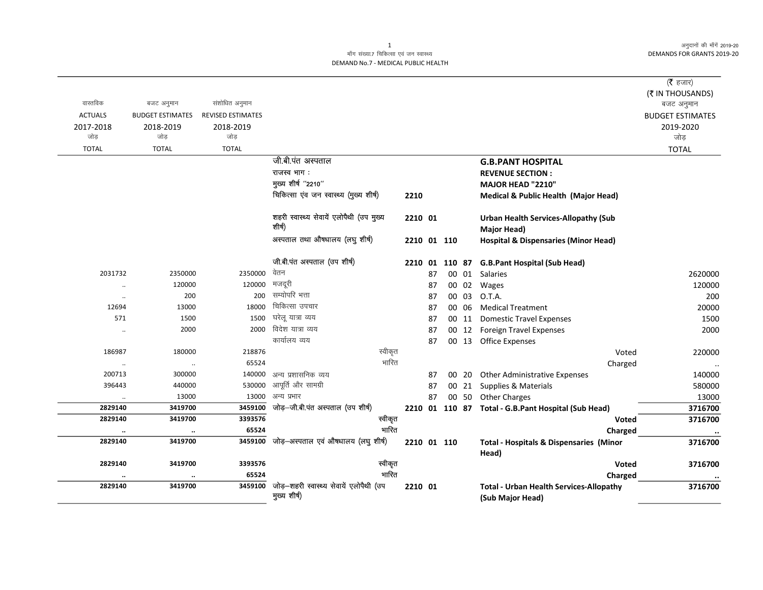मॉंग संख्या.7 चिकित्सा एवं जन स्वास्थ्य
DEMAND No.7 - MEDICAL PUBLIC HEALTH

अनुदानों की मॉंगें 2019-20
DEMANDS FOR GRANTS 2019-20

(₹ हजार)
(₹ IN THOUSANDS)

| वास्तविक ACTUALS 2017-2018 जोड़ TOTAL | बजट अनुमान BUDGET ESTIMATES 2018-2019 जोड़ TOTAL | संशोधित अनुमान REVISED ESTIMATES 2018-2019 जोड़ TOTAL | | | | | बजट अनुमान BUDGET ESTIMATES 2019-2020 जोड़ TOTAL |
|---|---|---|---|---|---|---|---|
| | | | जी.बी.पंत अस्पताल | | | **G.B.PANT HOSPITAL** | |
| | | | राजस्व भाग : | | | **REVENUE SECTION :** | |
| | | | मुख्य शीर्ष ''2210'' | | | **MAJOR HEAD "2210"** | |
| | | | चिकित्सा एंव जन स्वास्थ्य (मुख्य शीर्ष) | 2210 | | **Medical & Public Health (Major Head)** | |
| | | | शहरी स्वास्थ्य सेवायें एलोपैथी (उप मुख्य शीर्ष) | 2210 01 | | **Urban Health Services-Allopathy (Sub Major Head)** | |
| | | | अस्पताल तथा औषधालय (लघु शीर्ष) | 2210 01 110 | | **Hospital & Dispensaries (Minor Head)** | |
| | | | जी.बी.पंत अस्पताल (उप शीर्ष) | 2210 01 110 87 | | **G.B.Pant Hospital (Sub Head)** | |
| 2031732 | 2350000 | 2350000 | वेतन | 87 | 00 01 | Salaries | 2620000 |
| .. | 120000 | 120000 | मजदूरी | 87 | 00 02 | Wages | 120000 |
| .. | 200 | 200 | सम्योपरि भत्ता | 87 | 00 03 | O.T.A. | 200 |
| 12694 | 13000 | 18000 | चिकित्सा उपचार | 87 | 00 06 | Medical Treatment | 20000 |
| 571 | 1500 | 1500 | घरेलू यात्रा व्यय | 87 | 00 11 | Domestic Travel Expenses | 1500 |
| .. | 2000 | 2000 | विदेश यात्रा व्यय | 87 | 00 12 | Foreign Travel Expenses | 2000 |
| | | | कार्यालय व्यय | 87 | 00 13 | Office Expenses | |
| 186987 | 180000 | 218876 | स्वीकृत | | | Voted | 220000 |
| .. | .. | 65524 | भारित | | | Charged | .. |
| 200713 | 300000 | 140000 | अन्य प्रशासनिक व्यय | 87 | 00 20 | Other Administrative Expenses | 140000 |
| 396443 | 440000 | 530000 | आपूर्ति और सामग्री | 87 | 00 21 | Supplies & Materials | 580000 |
| .. | 13000 | 13000 | अन्य प्रभार | 87 | 00 50 | Other Charges | 13000 |
| **2829140** | **3419700** | **3459100** | जोड़–जी.बी.पंत अस्पताल (उप शीर्ष) | 2210 01 110 87 | | **Total - G.B.Pant Hospital (Sub Head)** | **3716700** |
| **2829140** | **3419700** | **3393576** | स्वीकृत | | | **Voted** | **3716700** |
| **..** | **..** | **65524** | भारित | | | **Charged** | **..** |
| **2829140** | **3419700** | **3459100** | जोड़–अस्पताल एवं औषधालय (लघु शीर्ष) | 2210 01 110 | | **Total - Hospitals & Dispensaries (Minor Head)** | **3716700** |
| **2829140** | **3419700** | **3393576** | स्वीकृत | | | **Voted** | **3716700** |
| **..** | **..** | **65524** | भारित | | | **Charged** | **..** |
| **2829140** | **3419700** | **3459100** | जोड़–शहरी स्वास्थ्य सेवायें एलोपैथी (उप मुख्य शीर्ष) | 2210 01 | | **Total - Urban Health Services-Allopathy (Sub Major Head)** | **3716700** |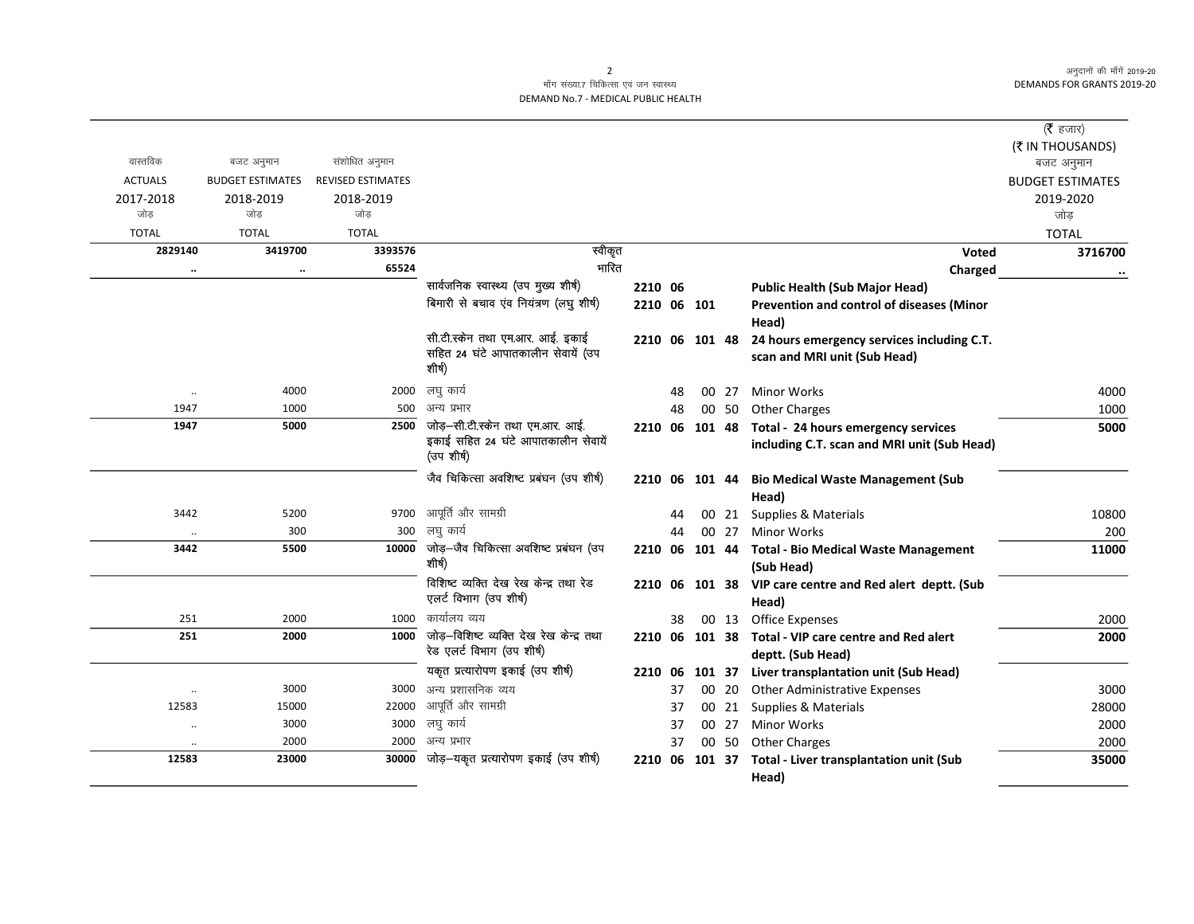माँग संख्या.7 चिकित्सा एवं जन स्वास्थ्य
DEMAND No.7 - MEDICAL PUBLIC HEALTH

अनुदानों की माँगें 2019-20
DEMANDS FOR GRANTS 2019-20

(₹ हजार)
(₹ IN THOUSANDS)

| वास्तविक ACTUALS 2017-2018 जोड़ TOTAL | बजट अनुमान BUDGET ESTIMATES 2018-2019 जोड़ TOTAL | संशोधित अनुमान REVISED ESTIMATES 2018-2019 जोड़ TOTAL | | | | | | | | बजट अनुमान BUDGET ESTIMATES 2019-2020 जोड़ TOTAL |
|---|---|---|---|---|---|---|---|---|---|---|
| **2829140** | **3419700** | **3393576** | स्वीकृत | | | | | | **Voted** | **3716700** |
| .. | .. | **65524** | भारित | | | | | | **Charged** | .. |
| | | | सार्वजनिक स्वास्थ्य (उप मुख्य शीर्ष) | 2210 | 06 | | | | **Public Health (Sub Major Head)** | |
| | | | बिमारी से बचाव एंव नियंत्रण (लघु शीर्ष) | 2210 | 06 | 101 | | | **Prevention and control of diseases (Minor Head)** | |
| | | | सी.टी.स्केन तथा एम.आर. आई. इकाई सहित 24 घंटे आपातकालीन सेवायें (उप शीर्ष) | 2210 | 06 | 101 | 48 | | **24 hours emergency services including C.T. scan and MRI unit (Sub Head)** | |
| .. | 4000 | 2000 | लघु कार्य | | 48 | | 00 | 27 | Minor Works | 4000 |
| 1947 | 1000 | 500 | अन्य प्रभार | | 48 | | 00 | 50 | Other Charges | 1000 |
| **1947** | **5000** | **2500** | जोड़–सी.टी.स्केन तथा एम.आर. आई. इकाई सहित 24 घंटे आपातकालीन सेवायें (उप शीर्ष) | 2210 | 06 | 101 | 48 | | **Total - 24 hours emergency services including C.T. scan and MRI unit (Sub Head)** | **5000** |
| | | | जैव चिकित्सा अवशिष्ट प्रबंघन (उप शीर्ष) | 2210 | 06 | 101 | 44 | | **Bio Medical Waste Management (Sub Head)** | |
| 3442 | 5200 | 9700 | आपूर्ति और सामग्री | | 44 | | 00 | 21 | Supplies & Materials | 10800 |
| .. | 300 | 300 | लघु कार्य | | 44 | | 00 | 27 | Minor Works | 200 |
| **3442** | **5500** | **10000** | जोड़–जैव चिकित्सा अवशिष्ट प्रबंघन (उप शीर्ष) | 2210 | 06 | 101 | 44 | | **Total - Bio Medical Waste Management (Sub Head)** | **11000** |
| | | | विशिष्ट व्यक्ति देख रेख केन्द्र तथा रेड एलर्ट विभाग (उप शीर्ष) | 2210 | 06 | 101 | 38 | | **VIP care centre and Red alert deptt. (Sub Head)** | |
| 251 | 2000 | 1000 | कार्यालय व्यय | | 38 | | 00 | 13 | Office Expenses | 2000 |
| **251** | **2000** | **1000** | जोड़–विशिष्ट व्यक्ति देख रेख केन्द्र तथा रेड एलर्ट विभाग (उप शीर्ष) | 2210 | 06 | 101 | 38 | | **Total - VIP care centre and Red alert deptt. (Sub Head)** | **2000** |
| | | | यकृत प्रत्यारोपण इकाई (उप शीर्ष) | 2210 | 06 | 101 | 37 | | **Liver transplantation unit (Sub Head)** | |
| .. | 3000 | 3000 | अन्य प्रशासनिक व्यय | | 37 | | 00 | 20 | Other Administrative Expenses | 3000 |
| 12583 | 15000 | 22000 | आपूर्ति और सामग्री | | 37 | | 00 | 21 | Supplies & Materials | 28000 |
| .. | 3000 | 3000 | लघु कार्य | | 37 | | 00 | 27 | Minor Works | 2000 |
| .. | 2000 | 2000 | अन्य प्रभार | | 37 | | 00 | 50 | Other Charges | 2000 |
| **12583** | **23000** | **30000** | जोड़–यकृत प्रत्यारोपण इकाई (उप शीर्ष) | 2210 | 06 | 101 | 37 | | **Total - Liver transplantation unit (Sub Head)** | **35000** |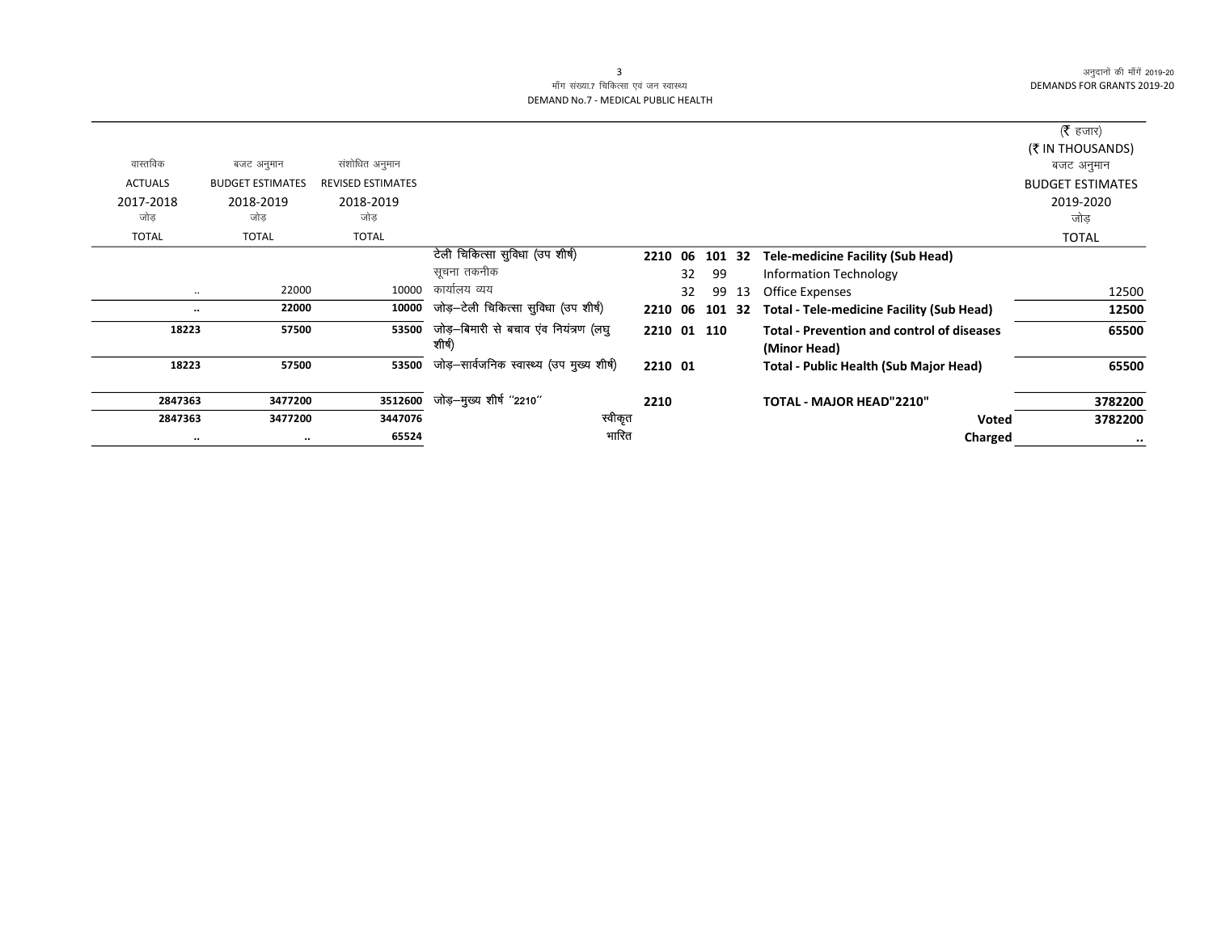माँग संख्या.7 चिकित्सा एवं जन स्वास्थ्य
DEMAND No.7 - MEDICAL PUBLIC HEALTH

| वास्तविक ACTUALS 2017-2018 जोड़ TOTAL | बजट अनुमान BUDGET ESTIMATES 2018-2019 जोड़ TOTAL | संशोधित अनुमान REVISED ESTIMATES 2018-2019 जोड़ TOTAL | | | | (₹ हजार) (₹ IN THOUSANDS) बजट अनुमान BUDGET ESTIMATES 2019-2020 जोड़ TOTAL |
|---|---|---|---|---|---|---|
| | | | टेली चिकित्सा सुविधा (उप शीर्ष) | **2210 06 101 32** | **Tele-medicine Facility (Sub Head)** | |
| | | | सूचना तकनीक | 32 99 | Information Technology | |
| .. | 22000 | 10000 | कार्यालय व्यय | 32 99 13 | Office Expenses | 12500 |
| **..** | **22000** | **10000** | जोड़–टेली चिकित्सा सुविधा (उप शीर्ष) | **2210 06 101 32** | **Total - Tele-medicine Facility (Sub Head)** | **12500** |
| **18223** | **57500** | **53500** | जोड़–बिमारी से बचाव एंव नियंत्रण (लघु शीर्ष) | **2210 01 110** | **Total - Prevention and control of diseases (Minor Head)** | **65500** |
| **18223** | **57500** | **53500** | जोड़–सार्वजनिक स्वास्थ्य (उप मुख्य शीर्ष) | **2210 01** | **Total - Public Health (Sub Major Head)** | **65500** |
| **2847363** | **3477200** | **3512600** | जोड़–मुख्य शीर्ष "2210" | **2210** | **TOTAL - MAJOR HEAD"2210"** | **3782200** |
| **2847363** | **3477200** | **3447076** | स्वीकृत | | **Voted** | **3782200** |
| **..** | **..** | **65524** | भारित | | **Charged** | **..** |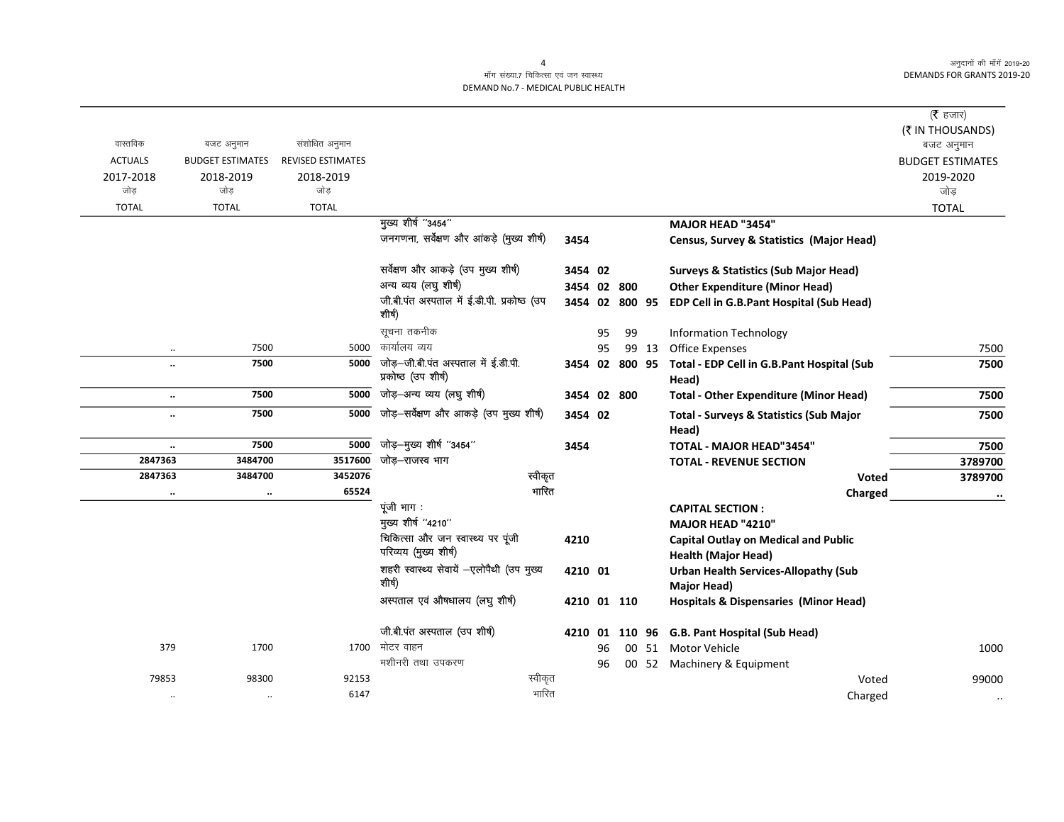माँग संख्या.7 चिकित्सा एवं जन स्वास्थ्य
DEMAND No.7 - MEDICAL PUBLIC HEALTH

अनुदानों की माँगें 2019-20
DEMANDS FOR GRANTS 2019-20

(₹ हजार)
(₹ IN THOUSANDS)

| वास्तविक ACTUALS 2017-2018 जोड़ TOTAL | बजट अनुमान BUDGET ESTIMATES 2018-2019 जोड़ TOTAL | संशोधित अनुमान REVISED ESTIMATES 2018-2019 जोड़ TOTAL | | | | | | | बजट अनुमान BUDGET ESTIMATES 2019-2020 जोड़ TOTAL |
|---|---|---|---|---|---|---|---|---|---|
| | | | मुख्य शीर्ष "3454" | | | | | **MAJOR HEAD "3454"** | |
| | | | जनगणना, सर्वेक्षण और आंकड़े (मुख्य शीर्ष) | 3454 | | | | **Census, Survey & Statistics (Major Head)** | |
| | | | सर्वेक्षण और आकड़े (उप मुख्य शीर्ष) | 3454 | 02 | | | **Surveys & Statistics (Sub Major Head)** | |
| | | | अन्य व्यय (लघु शीर्ष) | 3454 | 02 | 800 | | **Other Expenditure (Minor Head)** | |
| | | | जी.बी.पंत अस्पताल में ई.डी.पी. प्रकोष्ठ (उप शीर्ष) | 3454 | 02 | 800 | 95 | **EDP Cell in G.B.Pant Hospital (Sub Head)** | |
| | | | सूचना तकनीक | | 95 | 99 | | Information Technology | |
| .. | 7500 | 5000 | कार्यालय व्यय | | 95 | 99 | 13 | Office Expenses | 7500 |
| **..** | **7500** | **5000** | जोड़–जी.बी.पंत अस्पताल में ई.डी.पी. प्रकोष्ठ (उप शीर्ष) | 3454 | 02 | 800 | 95 | **Total - EDP Cell in G.B.Pant Hospital (Sub Head)** | **7500** |
| **..** | **7500** | **5000** | जोड़–अन्य व्यय (लघु शीर्ष) | 3454 | 02 | 800 | | **Total - Other Expenditure (Minor Head)** | **7500** |
| **..** | **7500** | **5000** | जोड़–सर्वेक्षण और आकड़े (उप मुख्य शीर्ष) | 3454 | 02 | | | **Total - Surveys & Statistics (Sub Major Head)** | **7500** |
| **..** | **7500** | **5000** | जोड़–मुख्य शीर्ष "3454" | 3454 | | | | **TOTAL - MAJOR HEAD"3454"** | **7500** |
| **2847363** | **3484700** | **3517600** | जोड़–राजस्व भाग | | | | | **TOTAL - REVENUE SECTION** | **3789700** |
| **2847363** | **3484700** | **3452076** | स्वीकृत | | | | | **Voted** | **3789700** |
| **..** | **..** | **65524** | भारित | | | | | **Charged** | **..** |
| | | | पूंजी भाग : | | | | | **CAPITAL SECTION :** | |
| | | | मुख्य शीर्ष "4210" | | | | | **MAJOR HEAD "4210"** | |
| | | | चिकित्सा और जन स्वास्थ्य पर पूंजी परिव्यय (मुख्य शीर्ष) | 4210 | | | | **Capital Outlay on Medical and Public Health (Major Head)** | |
| | | | शहरी स्वास्थ्य सेवायें –एलोपैथी (उप मुख्य शीर्ष) | 4210 | 01 | | | **Urban Health Services-Allopathy (Sub Major Head)** | |
| | | | अस्पताल एवं औषधालय (लघु शीर्ष) | 4210 | 01 | 110 | | **Hospitals & Dispensaries (Minor Head)** | |
| | | | जी.बी.पंत अस्पताल (उप शीर्ष) | 4210 | 01 | 110 | 96 | **G.B. Pant Hospital (Sub Head)** | |
| 379 | 1700 | 1700 | मोटर वाहन | | 96 | 00 | 51 | Motor Vehicle | 1000 |
| | | | मशीनरी तथा उपकरण | | 96 | 00 | 52 | Machinery & Equipment | |
| 79853 | 98300 | 92153 | स्वीकृत | | | | | Voted | 99000 |
| .. | .. | 6147 | भारित | | | | | Charged | .. |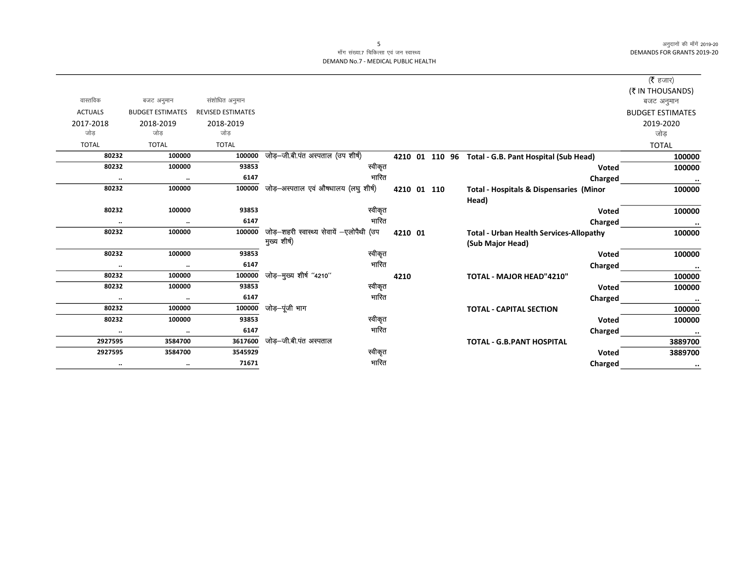माँग संख्या.7 चिकित्सा एवं जन स्वास्थ्य
DEMAND No.7 - MEDICAL PUBLIC HEALTH

| वास्तविक ACTUALS 2017-2018 जोड़ TOTAL | बजट अनुमान BUDGET ESTIMATES 2018-2019 जोड़ TOTAL | संशोधित अनुमान REVISED ESTIMATES 2018-2019 जोड़ TOTAL | | | | (₹ हजार) (₹ IN THOUSANDS) बजट अनुमान BUDGET ESTIMATES 2019-2020 जोड़ TOTAL |
|---|---|---|---|---|---|---|
| 80232 | 100000 | 100000 | जोड़–जी.बी.पंत अस्पताल (उप शीर्ष) | 4210 01 110 96 | Total - G.B. Pant Hospital (Sub Head) | 100000 |
| 80232 | 100000 | 93853 | स्वीकृत | | Voted | 100000 |
| .. | .. | 6147 | भारित | | Charged | .. |
| 80232 | 100000 | 100000 | जोड़–अस्पताल एवं औषधालय (लघु शीर्ष) | 4210 01 110 | Total - Hospitals & Dispensaries (Minor Head) | 100000 |
| 80232 | 100000 | 93853 | स्वीकृत | | Voted | 100000 |
| .. | .. | 6147 | भारित | | Charged | .. |
| 80232 | 100000 | 100000 | जोड़–शहरी स्वास्थ्य सेवायें –एलोपैथी (उप मुख्य शीर्ष) | 4210 01 | Total - Urban Health Services-Allopathy (Sub Major Head) | 100000 |
| 80232 | 100000 | 93853 | स्वीकृत | | Voted | 100000 |
| .. | .. | 6147 | भारित | | Charged | .. |
| 80232 | 100000 | 100000 | जोड़–मुख्य शीर्ष ''4210'' | 4210 | TOTAL - MAJOR HEAD"4210" | 100000 |
| 80232 | 100000 | 93853 | स्वीकृत | | Voted | 100000 |
| .. | .. | 6147 | भारित | | Charged | .. |
| 80232 | 100000 | 100000 | जोड़–पूंजी भाग | | TOTAL - CAPITAL SECTION | 100000 |
| 80232 | 100000 | 93853 | स्वीकृत | | Voted | 100000 |
| .. | .. | 6147 | भारित | | Charged | .. |
| 2927595 | 3584700 | 3617600 | जोड़–जी.बी.पंत अस्पताल | | TOTAL - G.B.PANT HOSPITAL | 3889700 |
| 2927595 | 3584700 | 3545929 | स्वीकृत | | Voted | 3889700 |
| .. | .. | 71671 | भारित | | Charged | .. |